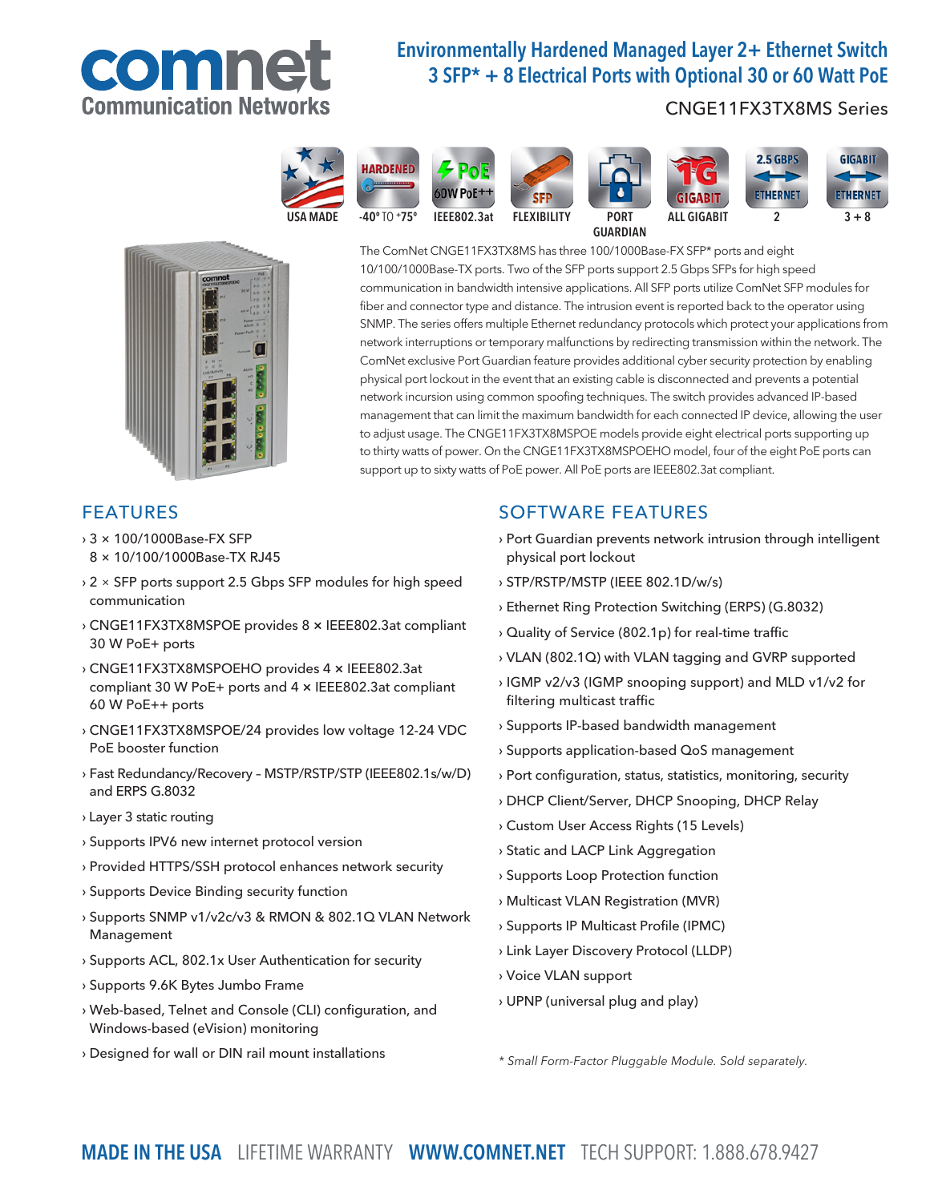comnet
Communication Networks

# Environmentally Hardened Managed Layer 2+ Ethernet Switch 3 SFP* + 8 Electrical Ports with Optional 30 or 60 Watt PoE

CNGE11FX3TX8MS Series

USA MADE | HARDENED -40° TO +75° | PoE 60W PoE++ IEEE802.3at | SFP FLEXIBILITY | PORT GUARDIAN | 1G GIGABIT ALL GIGABIT | 2.5 GBPS ETHERNET 2 | GIGABIT ETHERNET 3 + 8

The ComNet CNGE11FX3TX8MS has three 100/1000Base-FX SFP* ports and eight 10/100/1000Base-TX ports. Two of the SFP ports support 2.5 Gbps SFPs for high speed communication in bandwidth intensive applications. All SFP ports utilize ComNet SFP modules for fiber and connector type and distance. The intrusion event is reported back to the operator using SNMP. The series offers multiple Ethernet redundancy protocols which protect your applications from network interruptions or temporary malfunctions by redirecting transmission within the network. The ComNet exclusive Port Guardian feature provides additional cyber security protection by enabling physical port lockout in the event that an existing cable is disconnected and prevents a potential network incursion using common spoofing techniques. The switch provides advanced IP-based management that can limit the maximum bandwidth for each connected IP device, allowing the user to adjust usage. The CNGE11FX3TX8MSPOE models provide eight electrical ports supporting up to thirty watts of power. On the CNGE11FX3TX8MSPOEHO model, four of the eight PoE ports can support up to sixty watts of PoE power. All PoE ports are IEEE802.3at compliant.

## FEATURES

- 3 × 100/1000Base-FX SFP
  8 × 10/100/1000Base-TX RJ45
- 2 × SFP ports support 2.5 Gbps SFP modules for high speed communication
- CNGE11FX3TX8MSPOE provides 8 × IEEE802.3at compliant 30 W PoE+ ports
- CNGE11FX3TX8MSPOEHO provides 4 × IEEE802.3at compliant 30 W PoE+ ports and 4 × IEEE802.3at compliant 60 W PoE++ ports
- CNGE11FX3TX8MSPOE/24 provides low voltage 12-24 VDC PoE booster function
- Fast Redundancy/Recovery – MSTP/RSTP/STP (IEEE802.1s/w/D) and ERPS G.8032
- Layer 3 static routing
- Supports IPV6 new internet protocol version
- Provided HTTPS/SSH protocol enhances network security
- Supports Device Binding security function
- Supports SNMP v1/v2c/v3 & RMON & 802.1Q VLAN Network Management
- Supports ACL, 802.1x User Authentication for security
- Supports 9.6K Bytes Jumbo Frame
- Web-based, Telnet and Console (CLI) configuration, and Windows-based (eVision) monitoring
- Designed for wall or DIN rail mount installations

## SOFTWARE FEATURES

- Port Guardian prevents network intrusion through intelligent physical port lockout
- STP/RSTP/MSTP (IEEE 802.1D/w/s)
- Ethernet Ring Protection Switching (ERPS) (G.8032)
- Quality of Service (802.1p) for real-time traffic
- VLAN (802.1Q) with VLAN tagging and GVRP supported
- IGMP v2/v3 (IGMP snooping support) and MLD v1/v2 for filtering multicast traffic
- Supports IP-based bandwidth management
- Supports application-based QoS management
- Port configuration, status, statistics, monitoring, security
- DHCP Client/Server, DHCP Snooping, DHCP Relay
- Custom User Access Rights (15 Levels)
- Static and LACP Link Aggregation
- Supports Loop Protection function
- Multicast VLAN Registration (MVR)
- Supports IP Multicast Profile (IPMC)
- Link Layer Discovery Protocol (LLDP)
- Voice VLAN support
- UPNP (universal plug and play)

*\* Small Form-Factor Pluggable Module. Sold separately.*

**MADE IN THE USA** LIFETIME WARRANTY **WWW.COMNET.NET** TECH SUPPORT: 1.888.678.9427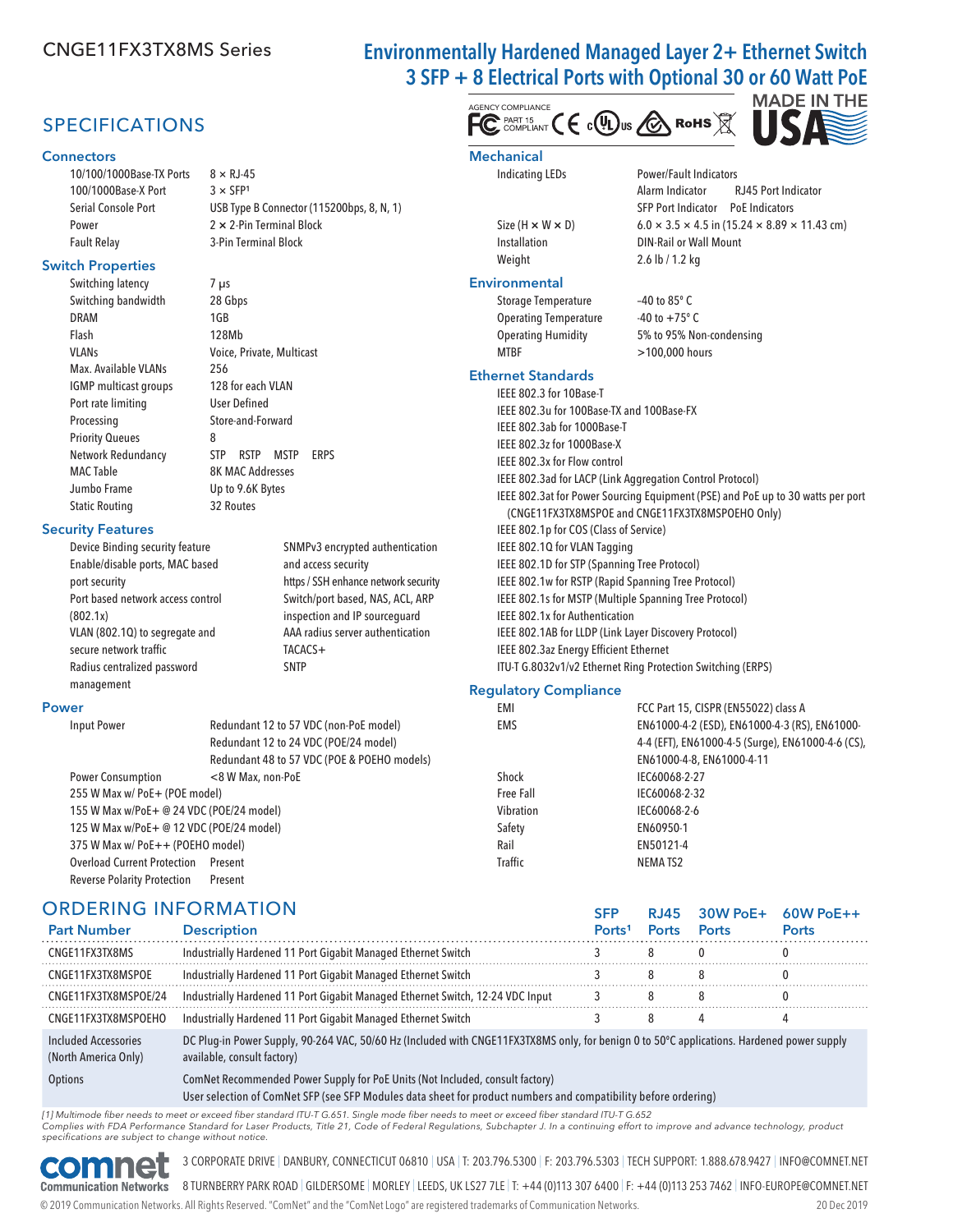CNGE11FX3TX8MS Series

# Environmentally Hardened Managed Layer 2+ Ethernet Switch 3 SFP + 8 Electrical Ports with Optional 30 or 60 Watt PoE

AGENCY COMPLIANCE
FCC PART 15 COMPLIANT CE cULus RoHS

MADE IN THE USA

## SPECIFICATIONS

### Connectors

| | |
|---|---|
| 10/100/1000Base-TX Ports | 8 × RJ-45 |
| 100/1000Base-X Port | 3 × SFP[1] |
| Serial Console Port | USB Type B Connector (115200bps, 8, N, 1) |
| Power | 2 × 2-Pin Terminal Block |
| Fault Relay | 3-Pin Terminal Block |

### Switch Properties

| | |
|---|---|
| Switching latency | 7 µs |
| Switching bandwidth | 28 Gbps |
| DRAM | 1GB |
| Flash | 128Mb |
| VLANs | Voice, Private, Multicast |
| Max. Available VLANs | 256 |
| IGMP multicast groups | 128 for each VLAN |
| Port rate limiting | User Defined |
| Processing | Store-and-Forward |
| Priority Queues | 8 |
| Network Redundancy | STP RSTP MSTP ERPS |
| MAC Table | 8K MAC Addresses |
| Jumbo Frame | Up to 9.6K Bytes |
| Static Routing | 32 Routes |

### Security Features

- Device Binding security feature
- Enable/disable ports, MAC based port security
- Port based network access control (802.1x)
- VLAN (802.1Q) to segregate and secure network traffic
- Radius centralized password management
- SNMPv3 encrypted authentication and access security
- https / SSH enhance network security
- Switch/port based, NAS, ACL, ARP inspection and IP sourceguard
- AAA radius server authentication
- TACACS+
- SNTP

### Power

| | |
|---|---|
| Input Power | Redundant 12 to 57 VDC (non-PoE model) |
| | Redundant 12 to 24 VDC (POE/24 model) |
| | Redundant 48 to 57 VDC (POE & POEHO models) |
| Power Consumption | <8 W Max, non-PoE |
| | 255 W Max w/ PoE+ (POE model) |
| | 155 W Max w/PoE+ @ 24 VDC (POE/24 model) |
| | 125 W Max w/PoE+ @ 12 VDC (POE/24 model) |
| | 375 W Max w/ PoE++ (POEHO model) |
| Overload Current Protection | Present |
| Reverse Polarity Protection | Present |

### Mechanical

| | |
|---|---|
| Indicating LEDs | Power/Fault Indicators, Alarm Indicator, RJ45 Port Indicator, SFP Port Indicator, PoE Indicators |
| Size (H × W × D) | 6.0 × 3.5 × 4.5 in (15.24 × 8.89 × 11.43 cm) |
| Installation | DIN-Rail or Wall Mount |
| Weight | 2.6 lb / 1.2 kg |

### Environmental

| | |
|---|---|
| Storage Temperature | –40 to 85° C |
| Operating Temperature | -40 to +75° C |
| Operating Humidity | 5% to 95% Non-condensing |
| MTBF | >100,000 hours |

### Ethernet Standards

- IEEE 802.3 for 10Base-T
- IEEE 802.3u for 100Base-TX and 100Base-FX
- IEEE 802.3ab for 1000Base-T
- IEEE 802.3z for 1000Base-X
- IEEE 802.3x for Flow control
- IEEE 802.3ad for LACP (Link Aggregation Control Protocol)
- IEEE 802.3at for Power Sourcing Equipment (PSE) and PoE up to 30 watts per port (CNGE11FX3TX8MSPOE and CNGE11FX3TX8MSPOEHO Only)
- IEEE 802.1p for COS (Class of Service)
- IEEE 802.1Q for VLAN Tagging
- IEEE 802.1D for STP (Spanning Tree Protocol)
- IEEE 802.1w for RSTP (Rapid Spanning Tree Protocol)
- IEEE 802.1s for MSTP (Multiple Spanning Tree Protocol)
- IEEE 802.1x for Authentication
- IEEE 802.1AB for LLDP (Link Layer Discovery Protocol)
- IEEE 802.3az Energy Efficient Ethernet
- ITU-T G.8032v1/v2 Ethernet Ring Protection Switching (ERPS)

### Regulatory Compliance

| | |
|---|---|
| EMI | FCC Part 15, CISPR (EN55022) class A |
| EMS | EN61000-4-2 (ESD), EN61000-4-3 (RS), EN61000-4-4 (EFT), EN61000-4-5 (Surge), EN61000-4-6 (CS), EN61000-4-8, EN61000-4-11 |
| Shock | IEC60068-2-27 |
| Free Fall | IEC60068-2-32 |
| Vibration | IEC60068-2-6 |
| Safety | EN60950-1 |
| Rail | EN50121-4 |
| Traffic | NEMA TS2 |

## ORDERING INFORMATION

| Part Number | Description | SFP Ports[1] | RJ45 Ports | 30W PoE+ Ports | 60W PoE++ Ports |
|---|---|---|---|---|---|
| CNGE11FX3TX8MS | Industrially Hardened 11 Port Gigabit Managed Ethernet Switch | 3 | 8 | 0 | 0 |
| CNGE11FX3TX8MSPOE | Industrially Hardened 11 Port Gigabit Managed Ethernet Switch | 3 | 8 | 8 | 0 |
| CNGE11FX3TX8MSPOE/24 | Industrially Hardened 11 Port Gigabit Managed Ethernet Switch, 12-24 VDC Input | 3 | 8 | 8 | 0 |
| CNGE11FX3TX8MSPOEHO | Industrially Hardened 11 Port Gigabit Managed Ethernet Switch | 3 | 8 | 4 | 4 |
| Included Accessories (North America Only) | DC Plug-in Power Supply, 90-264 VAC, 50/60 Hz (Included with CNGE11FX3TX8MS only, for benign 0 to 50°C applications. Hardened power supply available, consult factory) | | | | |
| Options | ComNet Recommended Power Supply for PoE Units (Not Included, consult factory)<br>User selection of ComNet SFP (see SFP Modules data sheet for product numbers and compatibility before ordering) | | | | |

*[1] Multimode fiber needs to meet or exceed fiber standard ITU-T G.651. Single mode fiber needs to meet or exceed fiber standard ITU-T G.652*
*Complies with FDA Performance Standard for Laser Products, Title 21, Code of Federal Regulations, Subchapter J. In a continuing effort to improve and advance technology, product specifications are subject to change without notice.*

comnet Communication Networks

3 CORPORATE DRIVE | DANBURY, CONNECTICUT 06810 | USA | T: 203.796.5300 | F: 203.796.5303 | TECH SUPPORT: 1.888.678.9427 | INFO@COMNET.NET

8 TURNBERRY PARK ROAD | GILDERSOME | MORLEY | LEEDS, UK LS27 7LE | T: +44 (0)113 307 6400 | F: +44 (0)113 253 7462 | INFO-EUROPE@COMNET.NET

© 2019 Communication Networks. All Rights Reserved. "ComNet" and the "ComNet Logo" are registered trademarks of Communication Networks. 20 Dec 2019